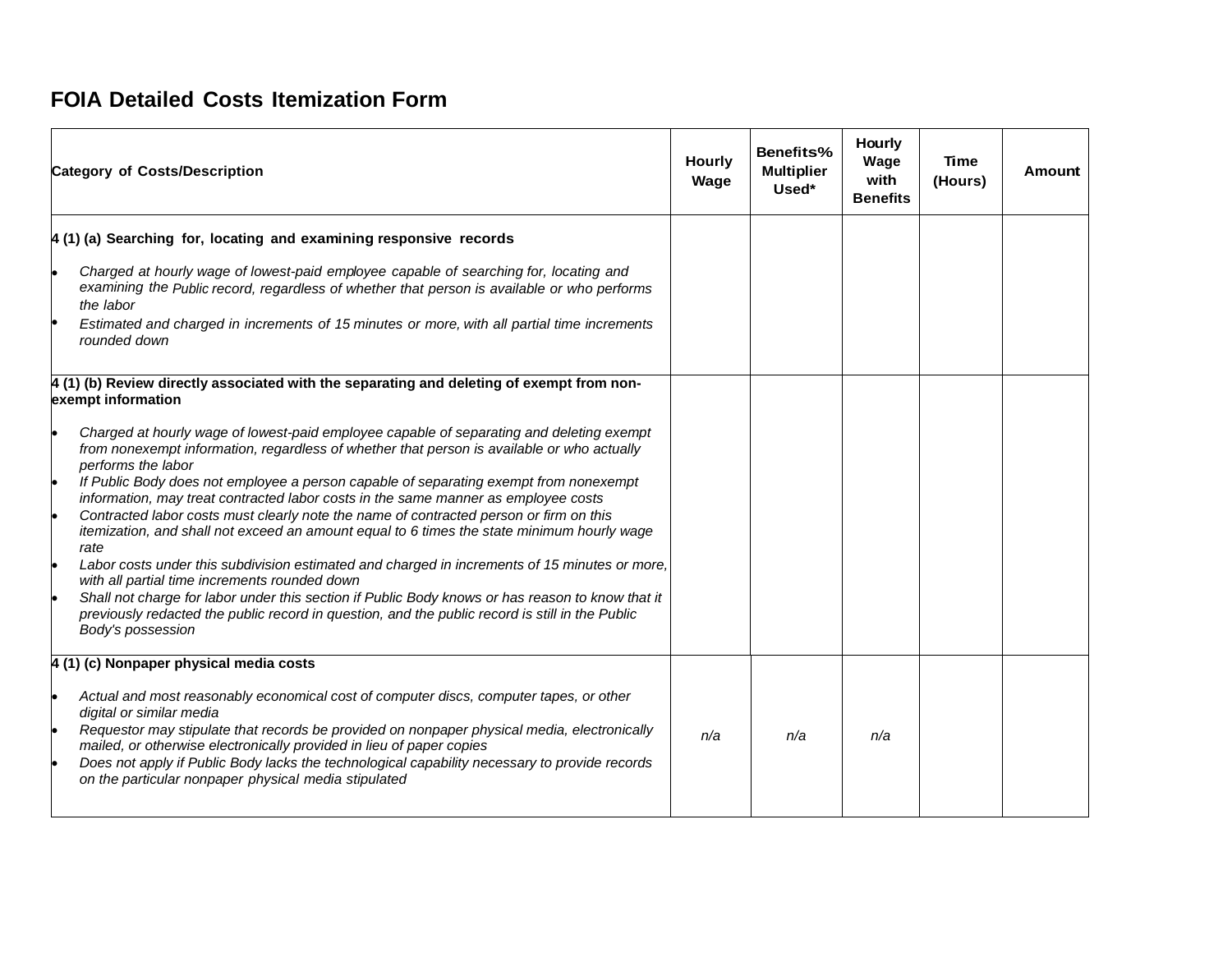# FOIA Detailed Costs Itemization Form

| Category of Costs/Description | Hourly Wage | Benefits% Multiplier Used* | Hourly Wage with Benefits | Time (Hours) | Amount |
|---|---|---|---|---|---|
| **4 (1) (a) Searching for, locating and examining responsive records**<br>• *Charged at hourly wage of lowest-paid employee capable of searching for, locating and examining the Public record, regardless of whether that person is available or who performs the labor*<br>• *Estimated and charged in increments of 15 minutes or more, with all partial time increments rounded down* | | | | | |
| **4 (1) (b) Review directly associated with the separating and deleting of exempt from non-exempt information**<br>• *Charged at hourly wage of lowest-paid employee capable of separating and deleting exempt from nonexempt information, regardless of whether that person is available or who actually performs the labor*<br>• *If Public Body does not employee a person capable of separating exempt from nonexempt information, may treat contracted labor costs in the same manner as employee costs*<br>• *Contracted labor costs must clearly note the name of contracted person or firm on this itemization, and shall not exceed an amount equal to 6 times the state minimum hourly wage rate*<br>• *Labor costs under this subdivision estimated and charged in increments of 15 minutes or more, with all partial time increments rounded down*<br>• *Shall not charge for labor under this section if Public Body knows or has reason to know that it previously redacted the public record in question, and the public record is still in the Public Body's possession* | | | | | |
| **4 (1) (c) Nonpaper physical media costs**<br>• *Actual and most reasonably economical cost of computer discs, computer tapes, or other digital or similar media*<br>• *Requestor may stipulate that records be provided on nonpaper physical media, electronically mailed, or otherwise electronically provided in lieu of paper copies*<br>• *Does not apply if Public Body lacks the technological capability necessary to provide records on the particular nonpaper physical media stipulated* | *n/a* | *n/a* | *n/a* | | |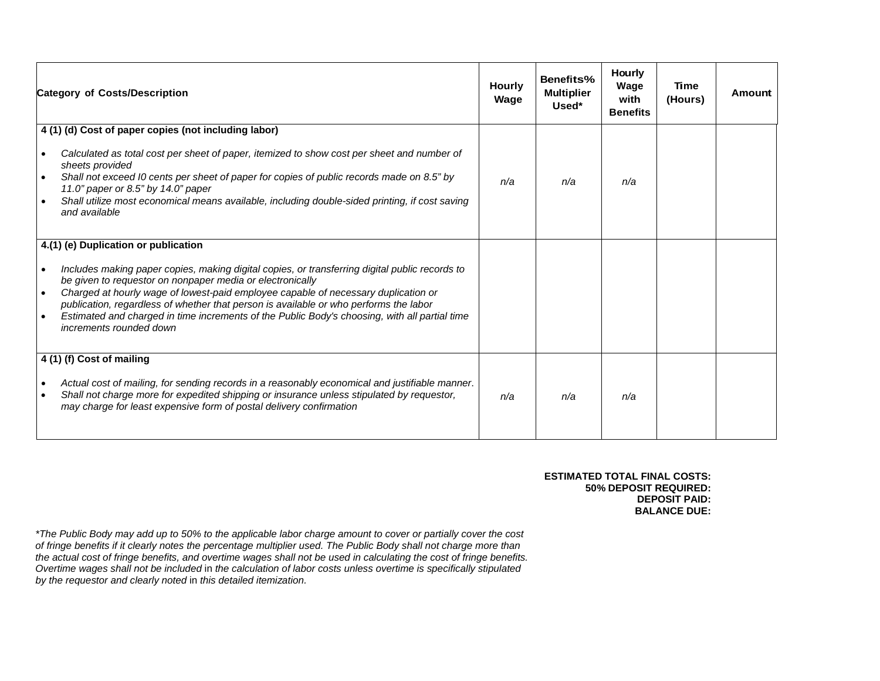| Category of Costs/Description | Hourly Wage | Benefits% Multiplier Used* | Hourly Wage with Benefits | Time (Hours) | Amount |
|---|---|---|---|---|---|
| **4 (1) (d) Cost of paper copies (not including labor)**<br><br>• *Calculated as total cost per sheet of paper, itemized to show cost per sheet and number of sheets provided*<br>• *Shall not exceed I0 cents per sheet of paper for copies of public records made on 8.5" by 11.0" paper or 8.5" by 14.0" paper*<br>• *Shall utilize most economical means available, including double-sided printing, if cost saving and available* | *n/a* | *n/a* | *n/a* | | |
| **4.(1) (e) Duplication or publication**<br><br>• *Includes making paper copies, making digital copies, or transferring digital public records to be given to requestor on nonpaper media or electronically*<br>• *Charged at hourly wage of lowest-paid employee capable of necessary duplication or publication, regardless of whether that person is available or who performs the labor*<br>• *Estimated and charged in time increments of the Public Body's choosing, with all partial time increments rounded down* | | | | | |
| **4 (1) (f) Cost of mailing**<br><br>• *Actual cost of mailing, for sending records in a reasonably economical and justifiable manner*.<br>• *Shall not charge more for expedited shipping or insurance unless stipulated by requestor, may charge for least expensive form of postal delivery confirmation* | *n/a* | *n/a* | *n/a* | | |

**ESTIMATED TOTAL FINAL COSTS:**
**50% DEPOSIT REQUIRED:**
**DEPOSIT PAID:**
**BALANCE DUE:**

**The Public Body may add up to 50% to the applicable labor charge amount to cover or partially cover the cost of fringe benefits if it clearly notes the percentage multiplier used. The Public Body shall not charge more than the actual cost of fringe benefits, and overtime wages shall not be used in calculating the cost of fringe benefits. Overtime wages shall not be included* in *the calculation of labor costs unless overtime is specifically stipulated by the requestor and clearly noted* in *this detailed itemization.*